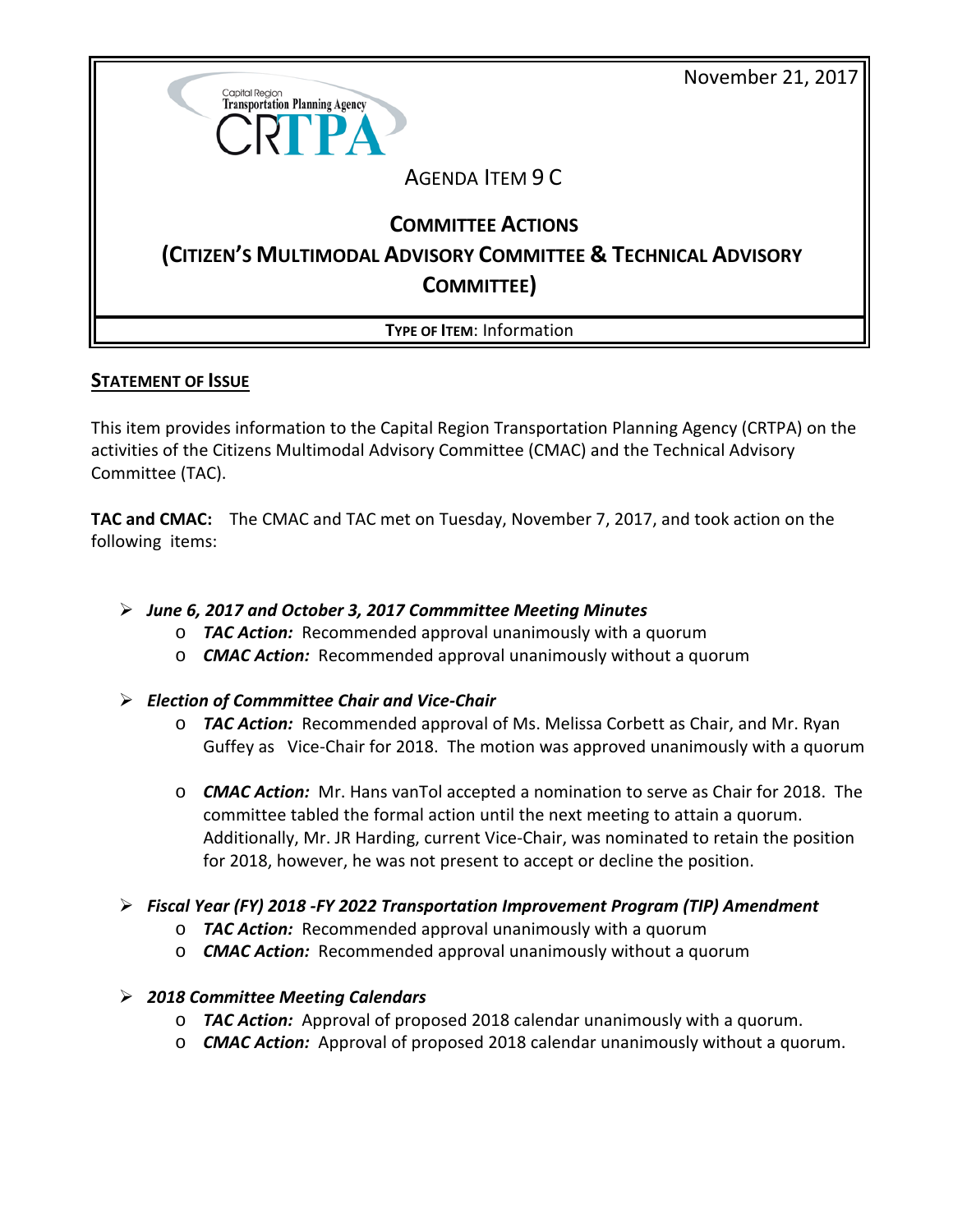November 21, 2017

Capital Region Transportation Planning Agency

CRTPA

AGENDA ITEM 9 C

# COMMITTEE ACTIONS

# (CITIZEN'S MULTIMODAL ADVISORY COMMITTEE & TECHNICAL ADVISORY COMMITTEE)

**TYPE OF ITEM**: Information

## STATEMENT OF ISSUE

This item provides information to the Capital Region Transportation Planning Agency (CRTPA) on the activities of the Citizens Multimodal Advisory Committee (CMAC) and the Technical Advisory Committee (TAC).

**TAC and CMAC:** The CMAC and TAC met on Tuesday, November 7, 2017, and took action on the following items:

- ***June 6, 2017 and October 3, 2017 Commmittee Meeting Minutes***
  - ***TAC Action:*** Recommended approval unanimously with a quorum
  - ***CMAC Action:*** Recommended approval unanimously without a quorum

- ***Election of Commmittee Chair and Vice-Chair***
  - ***TAC Action:*** Recommended approval of Ms. Melissa Corbett as Chair, and Mr. Ryan Guffey as Vice-Chair for 2018. The motion was approved unanimously with a quorum
  - ***CMAC Action:*** Mr. Hans vanTol accepted a nomination to serve as Chair for 2018. The committee tabled the formal action until the next meeting to attain a quorum. Additionally, Mr. JR Harding, current Vice-Chair, was nominated to retain the position for 2018, however, he was not present to accept or decline the position.

- ***Fiscal Year (FY) 2018 -FY 2022 Transportation Improvement Program (TIP) Amendment***
  - ***TAC Action:*** Recommended approval unanimously with a quorum
  - ***CMAC Action:*** Recommended approval unanimously without a quorum

- ***2018 Committee Meeting Calendars***
  - ***TAC Action:*** Approval of proposed 2018 calendar unanimously with a quorum.
  - ***CMAC Action:*** Approval of proposed 2018 calendar unanimously without a quorum.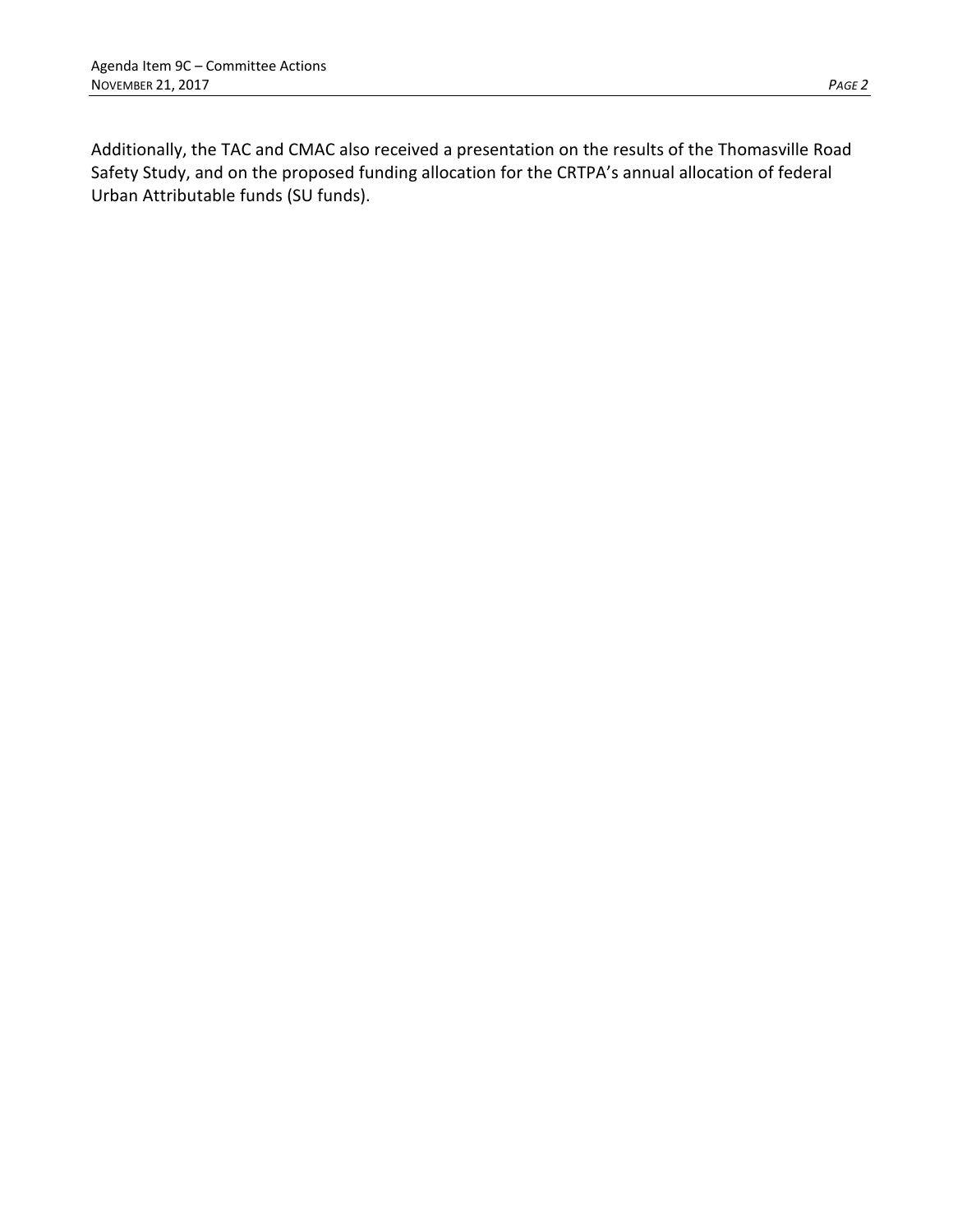Additionally, the TAC and CMAC also received a presentation on the results of the Thomasville Road Safety Study, and on the proposed funding allocation for the CRTPA's annual allocation of federal Urban Attributable funds (SU funds).